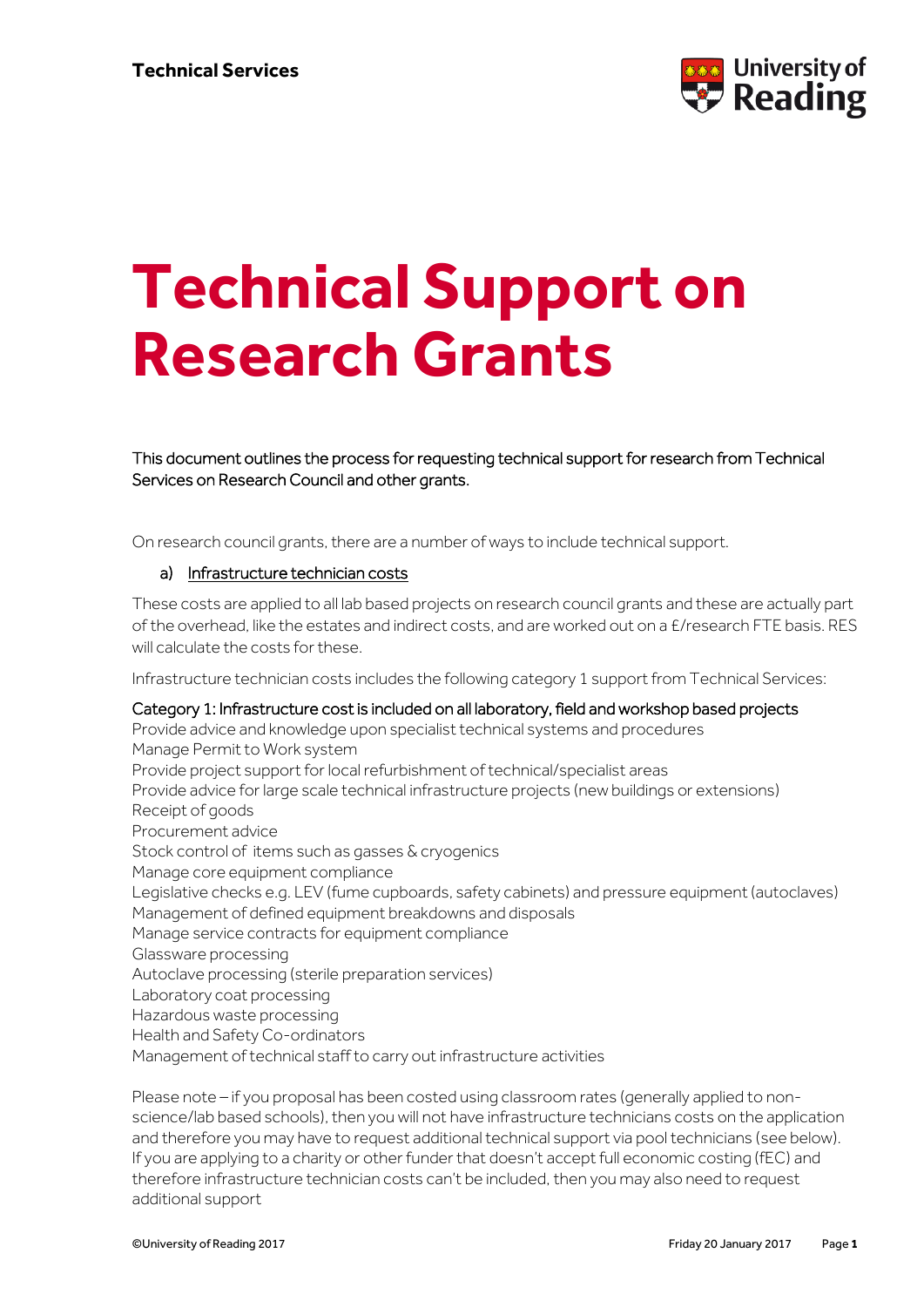Technical Services

# Technical Support on Research Grants

This document outlines the process for requesting technical support for research from Technical Services on Research Council and other grants.

On research council grants, there are a number of ways to include technical support.

a) Infrastructure technician costs

These costs are applied to all lab based projects on research council grants and these are actually part of the overhead, like the estates and indirect costs, and are worked out on a £/research FTE basis. RES will calculate the costs for these.

Infrastructure technician costs includes the following category 1 support from Technical Services:

Category 1: Infrastructure cost is included on all laboratory, field and workshop based projects

Provide advice and knowledge upon specialist technical systems and procedures
Manage Permit to Work system
Provide project support for local refurbishment of technical/specialist areas
Provide advice for large scale technical infrastructure projects (new buildings or extensions)
Receipt of goods
Procurement advice
Stock control of items such as gasses & cryogenics
Manage core equipment compliance
Legislative checks e.g. LEV (fume cupboards, safety cabinets) and pressure equipment (autoclaves)
Management of defined equipment breakdowns and disposals
Manage service contracts for equipment compliance
Glassware processing
Autoclave processing (sterile preparation services)
Laboratory coat processing
Hazardous waste processing
Health and Safety Co-ordinators
Management of technical staff to carry out infrastructure activities

Please note – if you proposal has been costed using classroom rates (generally applied to non-science/lab based schools), then you will not have infrastructure technicians costs on the application and therefore you may have to request additional technical support via pool technicians (see below). If you are applying to a charity or other funder that doesn't accept full economic costing (fEC) and therefore infrastructure technician costs can't be included, then you may also need to request additional support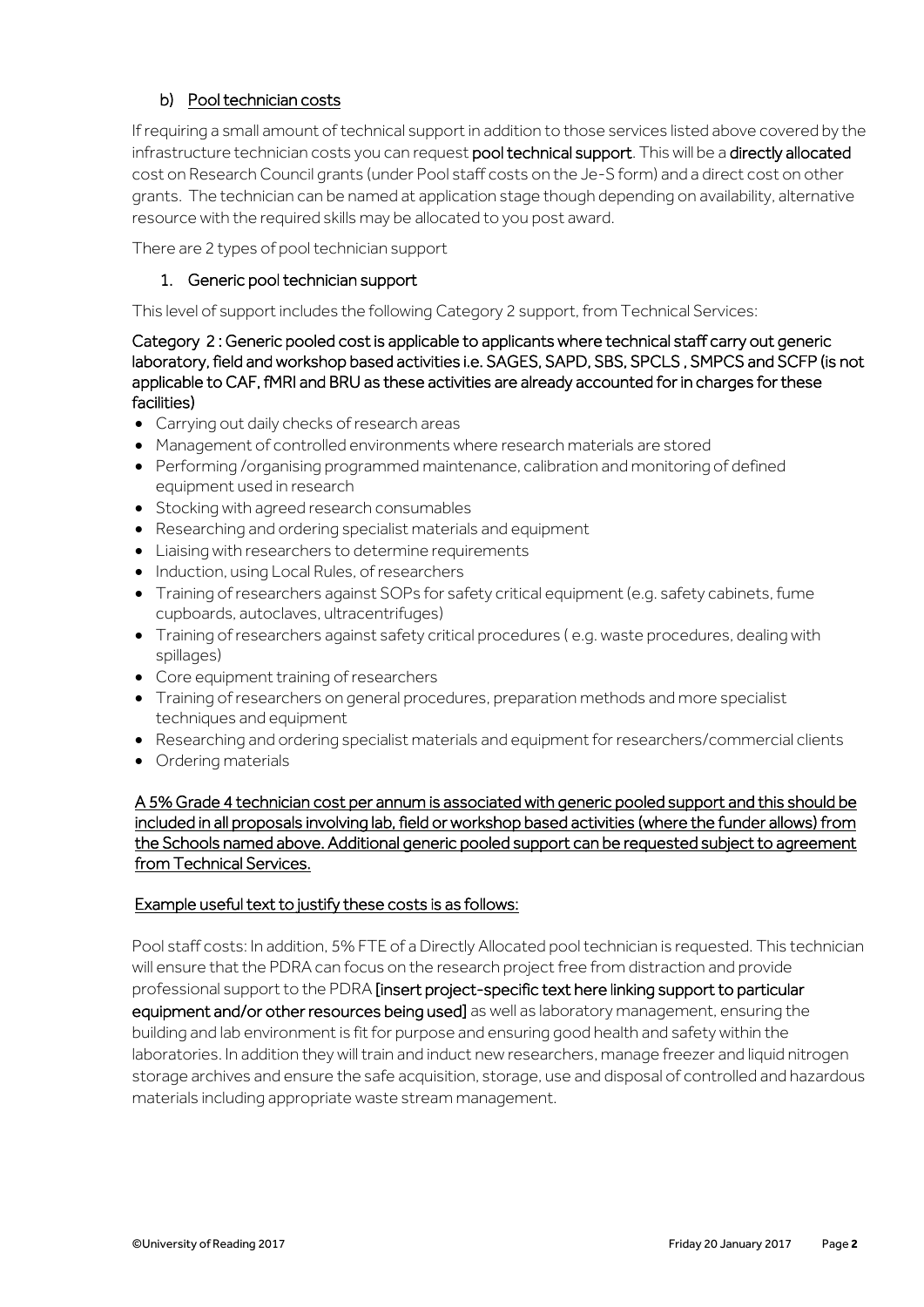### b) Pool technician costs

If requiring a small amount of technical support in addition to those services listed above covered by the infrastructure technician costs you can request **pool technical support**. This will be a **directly allocated** cost on Research Council grants (under Pool staff costs on the Je-S form) and a direct cost on other grants. The technician can be named at application stage though depending on availability, alternative resource with the required skills may be allocated to you post award.

There are 2 types of pool technician support

#### 1. Generic pool technician support

This level of support includes the following Category 2 support, from Technical Services:

**Category 2 : Generic pooled cost is applicable to applicants where technical staff carry out generic laboratory, field and workshop based activities i.e. SAGES, SAPD, SBS, SPCLS , SMPCS and SCFP (is not applicable to CAF, fMRI and BRU as these activities are already accounted for in charges for these facilities)**

- Carrying out daily checks of research areas
- Management of controlled environments where research materials are stored
- Performing /organising programmed maintenance, calibration and monitoring of defined equipment used in research
- Stocking with agreed research consumables
- Researching and ordering specialist materials and equipment
- Liaising with researchers to determine requirements
- Induction, using Local Rules, of researchers
- Training of researchers against SOPs for safety critical equipment (e.g. safety cabinets, fume cupboards, autoclaves, ultracentrifuges)
- Training of researchers against safety critical procedures ( e.g. waste procedures, dealing with spillages)
- Core equipment training of researchers
- Training of researchers on general procedures, preparation methods and more specialist techniques and equipment
- Researching and ordering specialist materials and equipment for researchers/commercial clients
- Ordering materials

**A 5% Grade 4 technician cost per annum is associated with generic pooled support and this should be included in all proposals involving lab, field or workshop based activities (where the funder allows) from the Schools named above. Additional generic pooled support can be requested subject to agreement from Technical Services.**

**Example useful text to justify these costs is as follows:**

Pool staff costs: In addition, 5% FTE of a Directly Allocated pool technician is requested. This technician will ensure that the PDRA can focus on the research project free from distraction and provide professional support to the PDRA **[insert project-specific text here linking support to particular equipment and/or other resources being used]** as well as laboratory management, ensuring the building and lab environment is fit for purpose and ensuring good health and safety within the laboratories. In addition they will train and induct new researchers, manage freezer and liquid nitrogen storage archives and ensure the safe acquisition, storage, use and disposal of controlled and hazardous materials including appropriate waste stream management.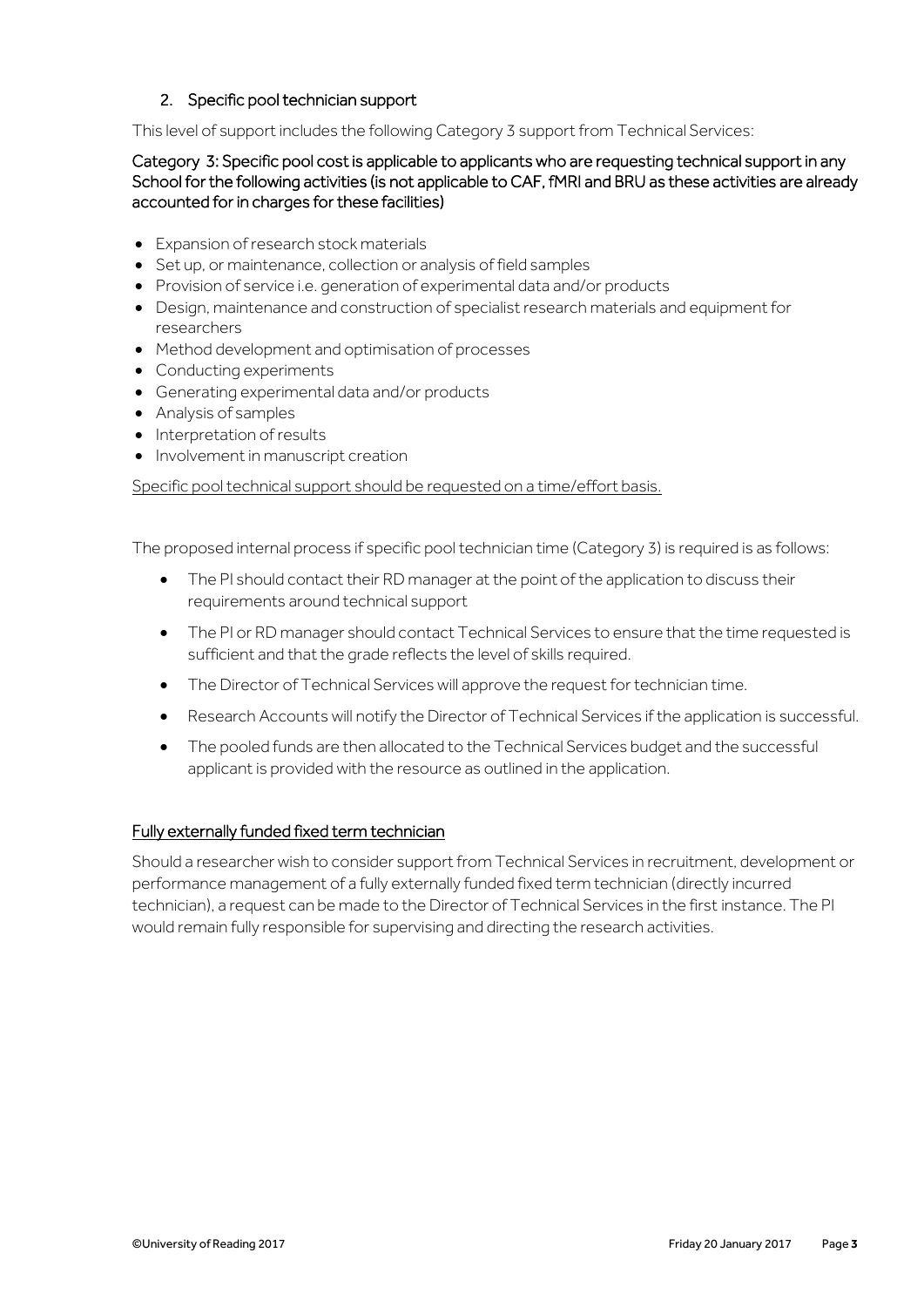## 2. Specific pool technician support

This level of support includes the following Category 3 support from Technical Services:

**Category 3: Specific pool cost is applicable to applicants who are requesting technical support in any School for the following activities (is not applicable to CAF, fMRI and BRU as these activities are already accounted for in charges for these facilities)**

- Expansion of research stock materials
- Set up, or maintenance, collection or analysis of field samples
- Provision of service i.e. generation of experimental data and/or products
- Design, maintenance and construction of specialist research materials and equipment for researchers
- Method development and optimisation of processes
- Conducting experiments
- Generating experimental data and/or products
- Analysis of samples
- Interpretation of results
- Involvement in manuscript creation

Specific pool technical support should be requested on a time/effort basis.

The proposed internal process if specific pool technician time (Category 3) is required is as follows:

- The PI should contact their RD manager at the point of the application to discuss their requirements around technical support
- The PI or RD manager should contact Technical Services to ensure that the time requested is sufficient and that the grade reflects the level of skills required.
- The Director of Technical Services will approve the request for technician time.
- Research Accounts will notify the Director of Technical Services if the application is successful.
- The pooled funds are then allocated to the Technical Services budget and the successful applicant is provided with the resource as outlined in the application.

### Fully externally funded fixed term technician

Should a researcher wish to consider support from Technical Services in recruitment, development or performance management of a fully externally funded fixed term technician (directly incurred technician), a request can be made to the Director of Technical Services in the first instance. The PI would remain fully responsible for supervising and directing the research activities.